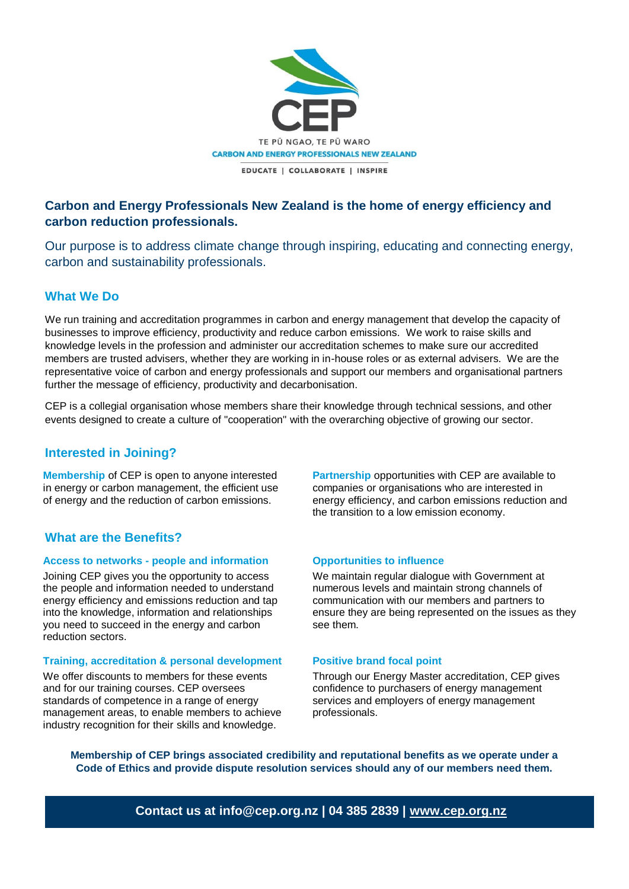CEP

TE PŪ NGAO, TE PŪ WARO

CARBON AND ENERGY PROFESSIONALS NEW ZEALAND

EDUCATE | COLLABORATE | INSPIRE

**Carbon and Energy Professionals New Zealand is the home of energy efficiency and carbon reduction professionals.**

Our purpose is to address climate change through inspiring, educating and connecting energy, carbon and sustainability professionals.

## What We Do

We run training and accreditation programmes in carbon and energy management that develop the capacity of businesses to improve efficiency, productivity and reduce carbon emissions. We work to raise skills and knowledge levels in the profession and administer our accreditation schemes to make sure our accredited members are trusted advisers, whether they are working in in-house roles or as external advisers. We are the representative voice of carbon and energy professionals and support our members and organisational partners further the message of efficiency, productivity and decarbonisation.

CEP is a collegial organisation whose members share their knowledge through technical sessions, and other events designed to create a culture of "cooperation" with the overarching objective of growing our sector.

## Interested in Joining?

**Membership** of CEP is open to anyone interested in energy or carbon management, the efficient use of energy and the reduction of carbon emissions.

**Partnership** opportunities with CEP are available to companies or organisations who are interested in energy efficiency, and carbon emissions reduction and the transition to a low emission economy.

## What are the Benefits?

### Access to networks - people and information

Joining CEP gives you the opportunity to access the people and information needed to understand energy efficiency and emissions reduction and tap into the knowledge, information and relationships you need to succeed in the energy and carbon reduction sectors.

### Training, accreditation & personal development

We offer discounts to members for these events and for our training courses. CEP oversees standards of competence in a range of energy management areas, to enable members to achieve industry recognition for their skills and knowledge.

### Opportunities to influence

We maintain regular dialogue with Government at numerous levels and maintain strong channels of communication with our members and partners to ensure they are being represented on the issues as they see them.

### Positive brand focal point

Through our Energy Master accreditation, CEP gives confidence to purchasers of energy management services and employers of energy management professionals.

**Membership of CEP brings associated credibility and reputational benefits as we operate under a Code of Ethics and provide dispute resolution services should any of our members need them.**

**Contact us at info@cep.org.nz | 04 385 2839 | www.cep.org.nz**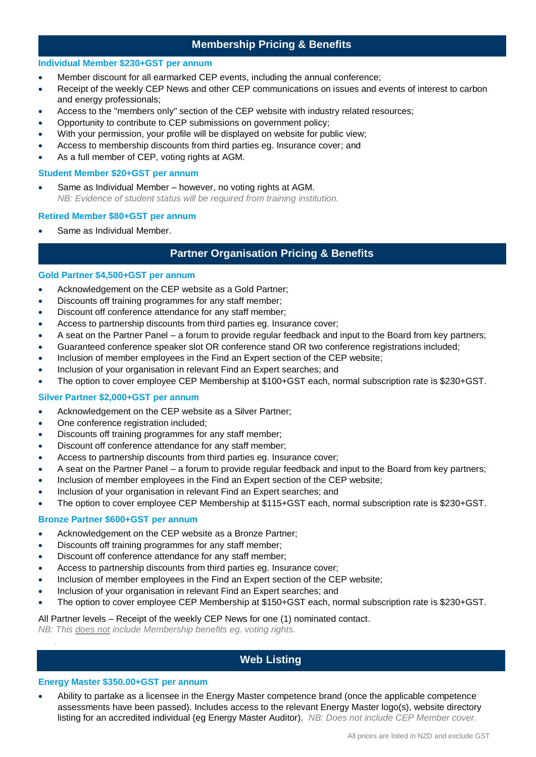## Membership Pricing & Benefits

### Individual Member $230+GST per annum

- Member discount for all earmarked CEP events, including the annual conference;
- Receipt of the weekly CEP News and other CEP communications on issues and events of interest to carbon and energy professionals;
- Access to the "members only" section of the CEP website with industry related resources;
- Opportunity to contribute to CEP submissions on government policy;
- With your permission, your profile will be displayed on website for public view;
- Access to membership discounts from third parties eg. Insurance cover; and
- As a full member of CEP, voting rights at AGM.

### Student Member $20+GST per annum

- Same as Individual Member – however, no voting rights at AGM.
  *NB: Evidence of student status will be required from training institution.*

### Retired Member $80+GST per annum

- Same as Individual Member.

## Partner Organisation Pricing & Benefits

### Gold Partner $4,500+GST per annum

- Acknowledgement on the CEP website as a Gold Partner;
- Discounts off training programmes for any staff member;
- Discount off conference attendance for any staff member;
- Access to partnership discounts from third parties eg. Insurance cover;
- A seat on the Partner Panel – a forum to provide regular feedback and input to the Board from key partners;
- Guaranteed conference speaker slot OR conference stand OR two conference registrations included;
- Inclusion of member employees in the Find an Expert section of the CEP website;
- Inclusion of your organisation in relevant Find an Expert searches; and
- The option to cover employee CEP Membership at $100+GST each, normal subscription rate is $230+GST.

### Silver Partner $2,000+GST per annum

- Acknowledgement on the CEP website as a Silver Partner;
- One conference registration included;
- Discounts off training programmes for any staff member;
- Discount off conference attendance for any staff member;
- Access to partnership discounts from third parties eg. Insurance cover;
- A seat on the Partner Panel – a forum to provide regular feedback and input to the Board from key partners;
- Inclusion of member employees in the Find an Expert section of the CEP website;
- Inclusion of your organisation in relevant Find an Expert searches; and
- The option to cover employee CEP Membership at $115+GST each, normal subscription rate is $230+GST.

### Bronze Partner $600+GST per annum

- Acknowledgement on the CEP website as a Bronze Partner;
- Discounts off training programmes for any staff member;
- Discount off conference attendance for any staff member;
- Access to partnership discounts from third parties eg. Insurance cover;
- Inclusion of member employees in the Find an Expert section of the CEP website;
- Inclusion of your organisation in relevant Find an Expert searches; and
- The option to cover employee CEP Membership at $150+GST each, normal subscription rate is $230+GST.

All Partner levels – Receipt of the weekly CEP News for one (1) nominated contact.
*NB: This does not include Membership benefits eg. voting rights.*

## Web Listing

### Energy Master $350.00+GST per annum

- Ability to partake as a licensee in the Energy Master competence brand (once the applicable competence assessments have been passed). Includes access to the relevant Energy Master logo(s), website directory listing for an accredited individual (eg Energy Master Auditor). *NB: Does not include CEP Member cover.*

All prices are listed in NZD and exclude GST